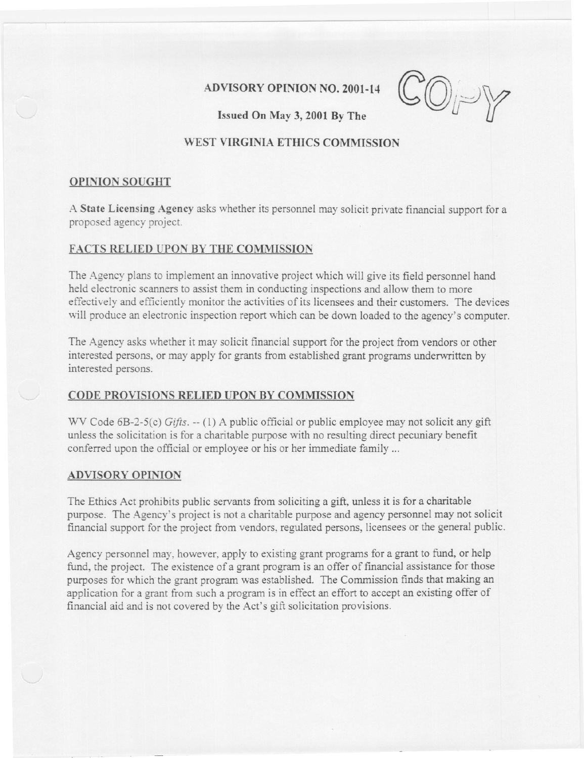# ADVISORY OPINION NO. 2001-14

**Issued On May 3, 2001 By The**

**WEST VIRGINIA ETHICS COMMISSION**

COPY

## OPINION SOUGHT

A **State Licensing Agency** asks whether its personnel may solicit private financial support for a proposed agency project.

## FACTS RELIED UPON BY THE COMMISSION

The Agency plans to implement an innovative project which will give its field personnel hand held electronic scanners to assist them in conducting inspections and allow them to more effectively and efficiently monitor the activities of its licensees and their customers. The devices will produce an electronic inspection report which can be down loaded to the agency's computer.

The Agency asks whether it may solicit financial support for the project from vendors or other interested persons, or may apply for grants from established grant programs underwritten by interested persons.

## CODE PROVISIONS RELIED UPON BY COMMISSION

WV Code 6B-2-5(c) *Gifts*. -- (1) A public official or public employee may not solicit any gift unless the solicitation is for a charitable purpose with no resulting direct pecuniary benefit conferred upon the official or employee or his or her immediate family ...

## ADVISORY OPINION

The Ethics Act prohibits public servants from soliciting a gift, unless it is for a charitable purpose. The Agency's project is not a charitable purpose and agency personnel may not solicit financial support for the project from vendors, regulated persons, licensees or the general public.

Agency personnel may, however, apply to existing grant programs for a grant to fund, or help fund, the project. The existence of a grant program is an offer of financial assistance for those purposes for which the grant program was established. The Commission finds that making an application for a grant from such a program is in effect an effort to accept an existing offer of financial aid and is not covered by the Act's gift solicitation provisions.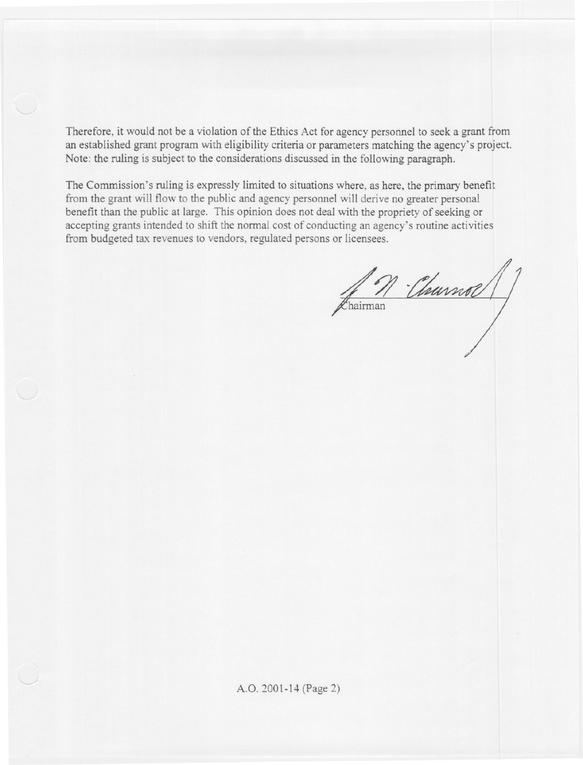Therefore, it would not be a violation of the Ethics Act for agency personnel to seek a grant from an established grant program with eligibility criteria or parameters matching the agency's project. Note: the ruling is subject to the considerations discussed in the following paragraph.

The Commission's ruling is expressly limited to situations where, as here, the primary benefit from the grant will flow to the public and agency personnel will derive no greater personal benefit than the public at large. This opinion does not deal with the propriety of seeking or accepting grants intended to shift the normal cost of conducting an agency's routine activities from budgeted tax revenues to vendors, regulated persons or licensees.

Chairman

A.O. 2001-14 (Page 2)